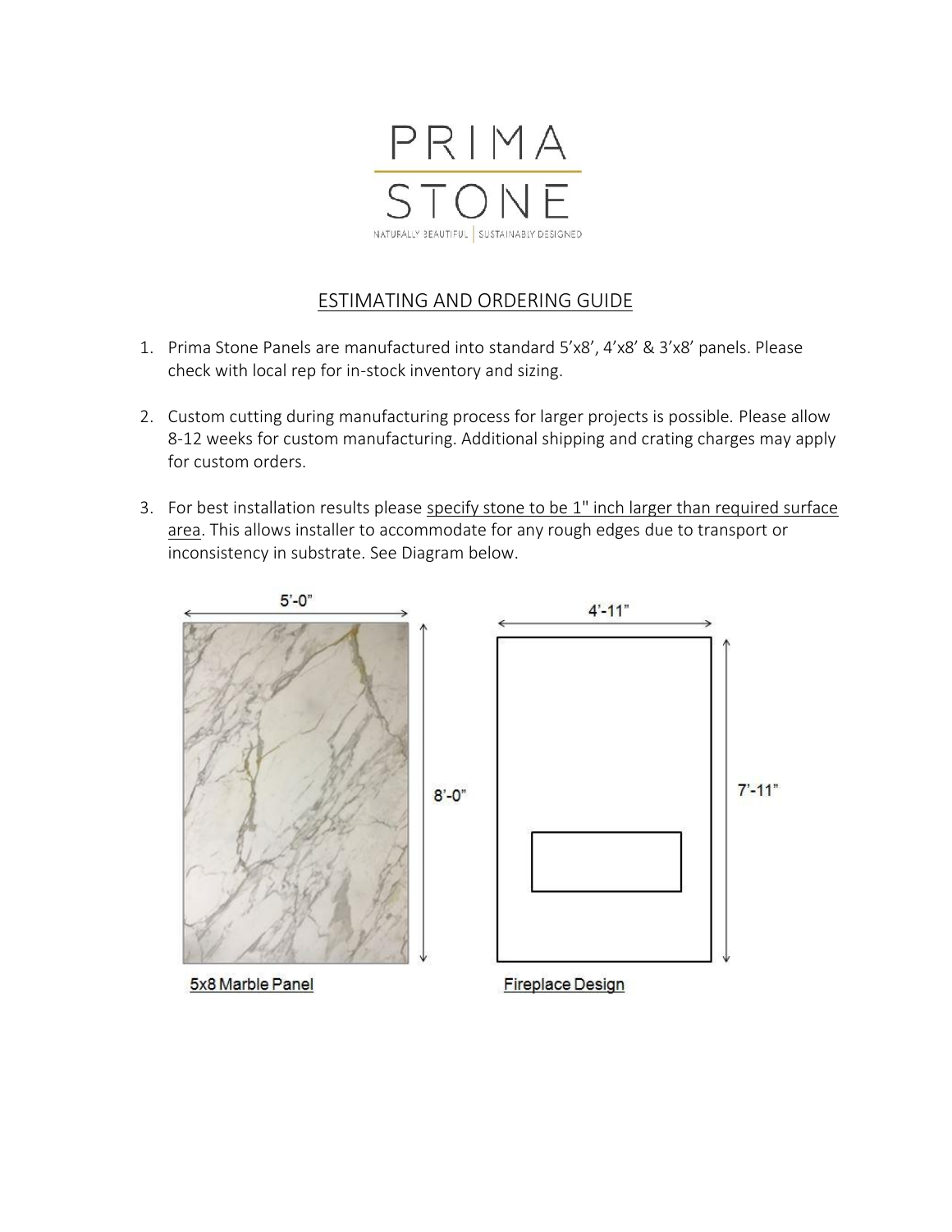PRIMA STONE

NATURALLY BEAUTIFUL | SUSTAINABLY DESIGNED

## ESTIMATING AND ORDERING GUIDE

1. Prima Stone Panels are manufactured into standard 5'x8', 4'x8' & 3'x8' panels. Please check with local rep for in-stock inventory and sizing.

2. Custom cutting during manufacturing process for larger projects is possible. Please allow 8-12 weeks for custom manufacturing. Additional shipping and crating charges may apply for custom orders.

3. For best installation results please specify stone to be 1" inch larger than required surface area. This allows installer to accommodate for any rough edges due to transport or inconsistency in substrate. See Diagram below.

5'-0"

8'-0"

5x8 Marble Panel

4'-11"

7'-11"

Fireplace Design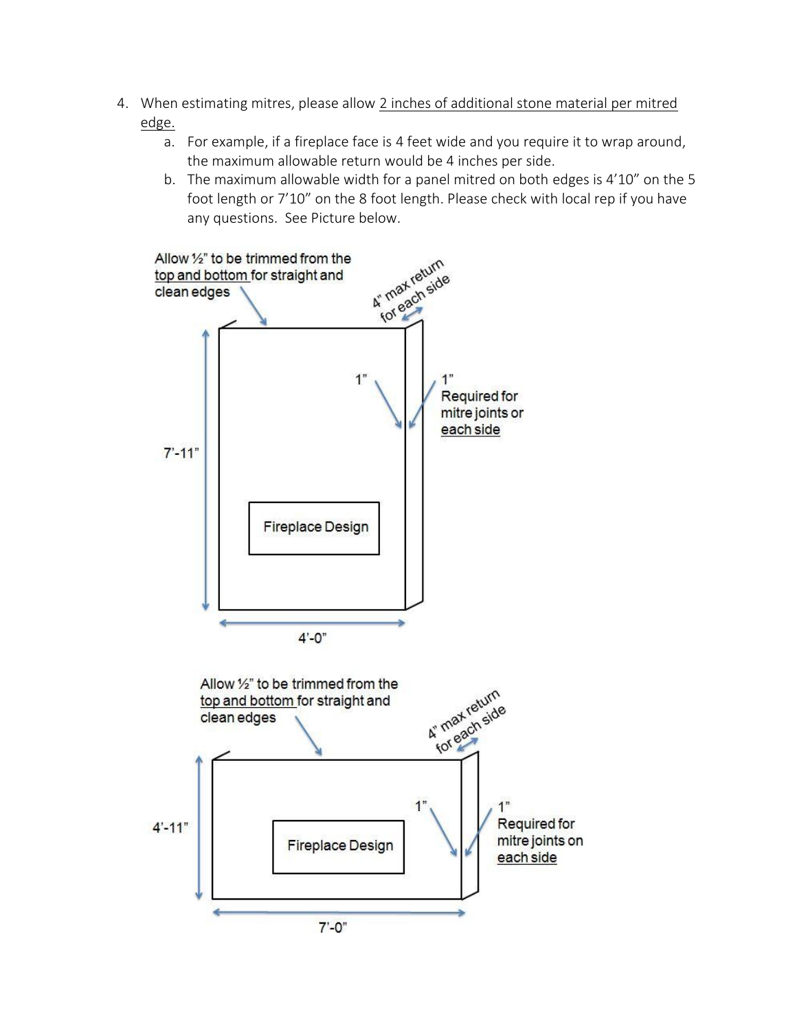4. When estimating mitres, please allow <u>2 inches of additional stone material per mitred edge.</u>
    a. For example, if a fireplace face is 4 feet wide and you require it to wrap around, the maximum allowable return would be 4 inches per side.
    b. The maximum allowable width for a panel mitred on both edges is 4'10" on the 5 foot length or 7'10" on the 8 foot length. Please check with local rep if you have any questions. See Picture below.

Allow ½" to be trimmed from the <u>top and bottom</u> for straight and clean edges

4" max return for each side

1"

1" Required for mitre joints or <u>each side</u>

7'-11"

Fireplace Design

4'-0"

Allow ½" to be trimmed from the <u>top and bottom</u> for straight and clean edges

4" max return for each side

1"

1" Required for mitre joints on <u>each side</u>

4'-11"

Fireplace Design

7'-0"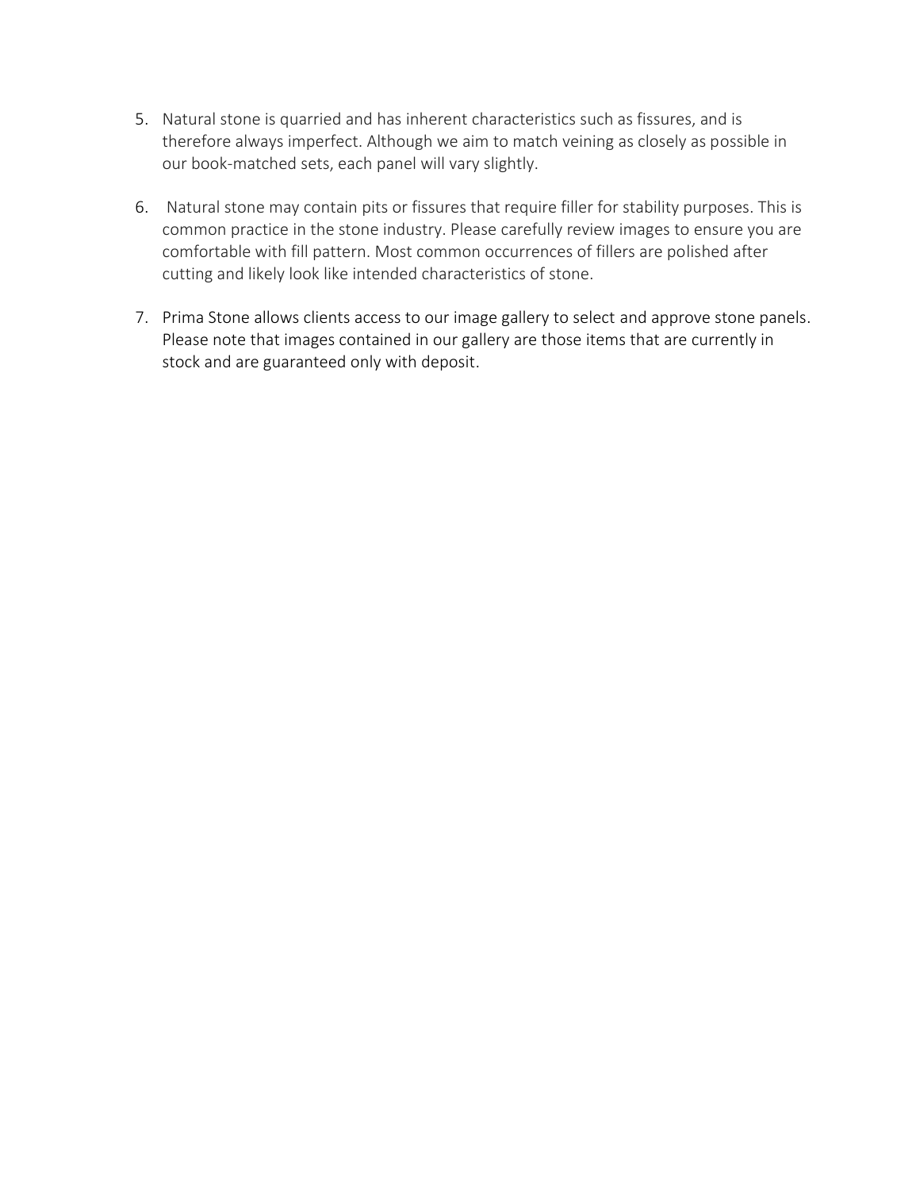5. Natural stone is quarried and has inherent characteristics such as fissures, and is therefore always imperfect. Although we aim to match veining as closely as possible in our book-matched sets, each panel will vary slightly.

6. Natural stone may contain pits or fissures that require filler for stability purposes. This is common practice in the stone industry. Please carefully review images to ensure you are comfortable with fill pattern. Most common occurrences of fillers are polished after cutting and likely look like intended characteristics of stone.

7. Prima Stone allows clients access to our image gallery to select and approve stone panels. Please note that images contained in our gallery are those items that are currently in stock and are guaranteed only with deposit.